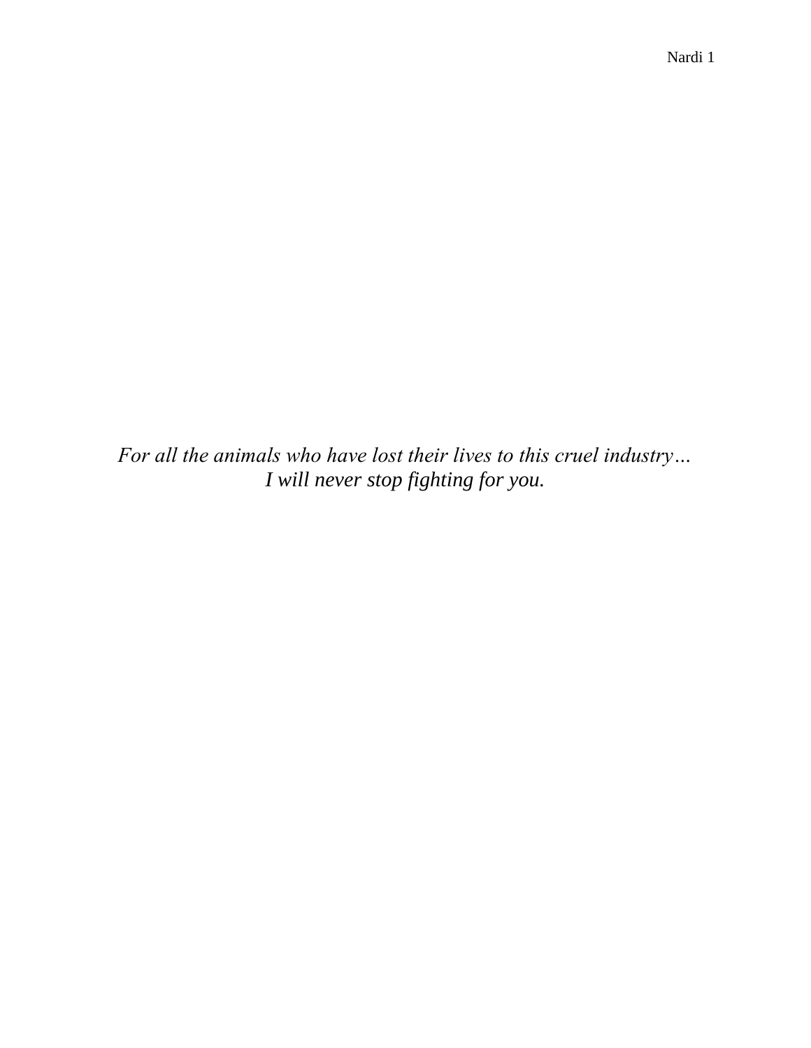*For all the animals who have lost their lives to this cruel industry…*
*I will never stop fighting for you.*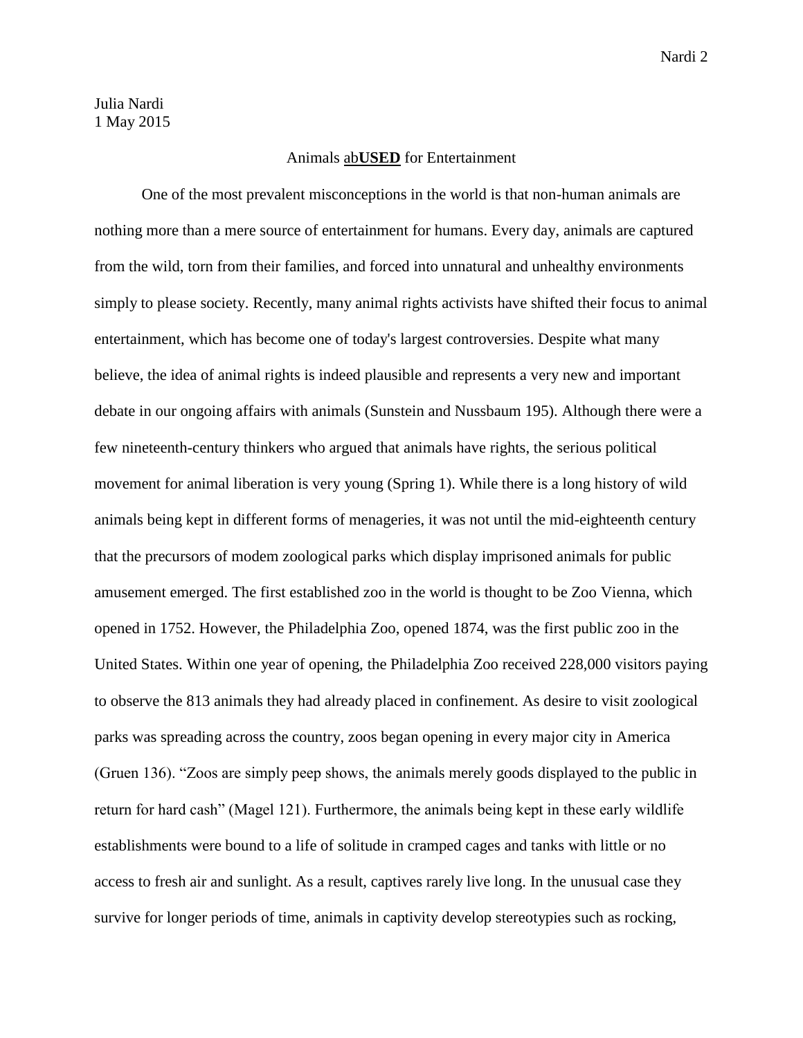Julia Nardi
1 May 2015

# Animals ab**USED** for Entertainment

One of the most prevalent misconceptions in the world is that non-human animals are nothing more than a mere source of entertainment for humans. Every day, animals are captured from the wild, torn from their families, and forced into unnatural and unhealthy environments simply to please society. Recently, many animal rights activists have shifted their focus to animal entertainment, which has become one of today's largest controversies. Despite what many believe, the idea of animal rights is indeed plausible and represents a very new and important debate in our ongoing affairs with animals (Sunstein and Nussbaum 195). Although there were a few nineteenth-century thinkers who argued that animals have rights, the serious political movement for animal liberation is very young (Spring 1). While there is a long history of wild animals being kept in different forms of menageries, it was not until the mid-eighteenth century that the precursors of modem zoological parks which display imprisoned animals for public amusement emerged. The first established zoo in the world is thought to be Zoo Vienna, which opened in 1752. However, the Philadelphia Zoo, opened 1874, was the first public zoo in the United States. Within one year of opening, the Philadelphia Zoo received 228,000 visitors paying to observe the 813 animals they had already placed in confinement. As desire to visit zoological parks was spreading across the country, zoos began opening in every major city in America (Gruen 136). "Zoos are simply peep shows, the animals merely goods displayed to the public in return for hard cash" (Magel 121). Furthermore, the animals being kept in these early wildlife establishments were bound to a life of solitude in cramped cages and tanks with little or no access to fresh air and sunlight. As a result, captives rarely live long. In the unusual case they survive for longer periods of time, animals in captivity develop stereotypies such as rocking,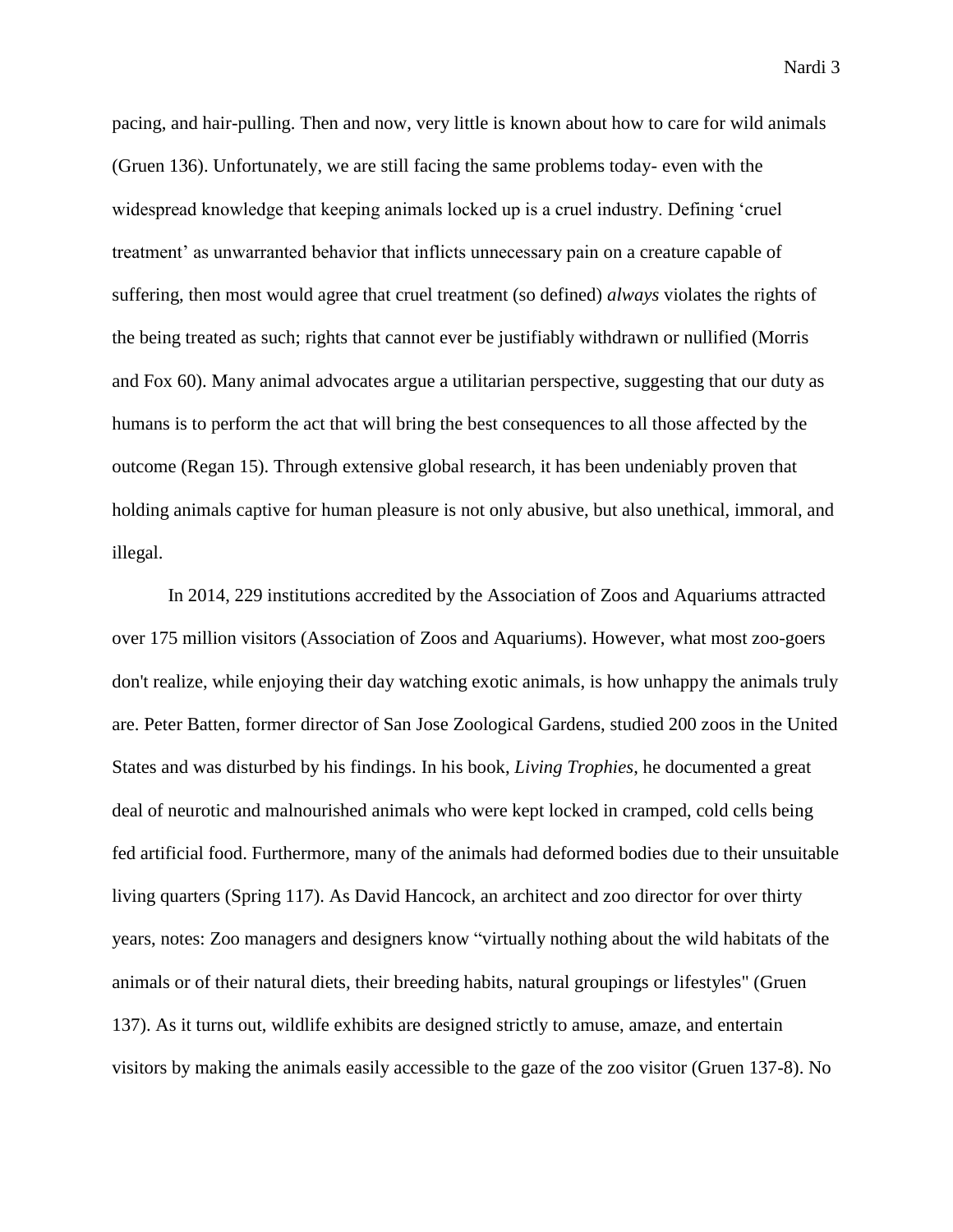pacing, and hair-pulling. Then and now, very little is known about how to care for wild animals (Gruen 136). Unfortunately, we are still facing the same problems today- even with the widespread knowledge that keeping animals locked up is a cruel industry. Defining 'cruel treatment' as unwarranted behavior that inflicts unnecessary pain on a creature capable of suffering, then most would agree that cruel treatment (so defined) *always* violates the rights of the being treated as such; rights that cannot ever be justifiably withdrawn or nullified (Morris and Fox 60). Many animal advocates argue a utilitarian perspective, suggesting that our duty as humans is to perform the act that will bring the best consequences to all those affected by the outcome (Regan 15). Through extensive global research, it has been undeniably proven that holding animals captive for human pleasure is not only abusive, but also unethical, immoral, and illegal.

In 2014, 229 institutions accredited by the Association of Zoos and Aquariums attracted over 175 million visitors (Association of Zoos and Aquariums). However, what most zoo-goers don't realize, while enjoying their day watching exotic animals, is how unhappy the animals truly are. Peter Batten, former director of San Jose Zoological Gardens, studied 200 zoos in the United States and was disturbed by his findings. In his book, *Living Trophies*, he documented a great deal of neurotic and malnourished animals who were kept locked in cramped, cold cells being fed artificial food. Furthermore, many of the animals had deformed bodies due to their unsuitable living quarters (Spring 117). As David Hancock, an architect and zoo director for over thirty years, notes: Zoo managers and designers know "virtually nothing about the wild habitats of the animals or of their natural diets, their breeding habits, natural groupings or lifestyles" (Gruen 137). As it turns out, wildlife exhibits are designed strictly to amuse, amaze, and entertain visitors by making the animals easily accessible to the gaze of the zoo visitor (Gruen 137-8). No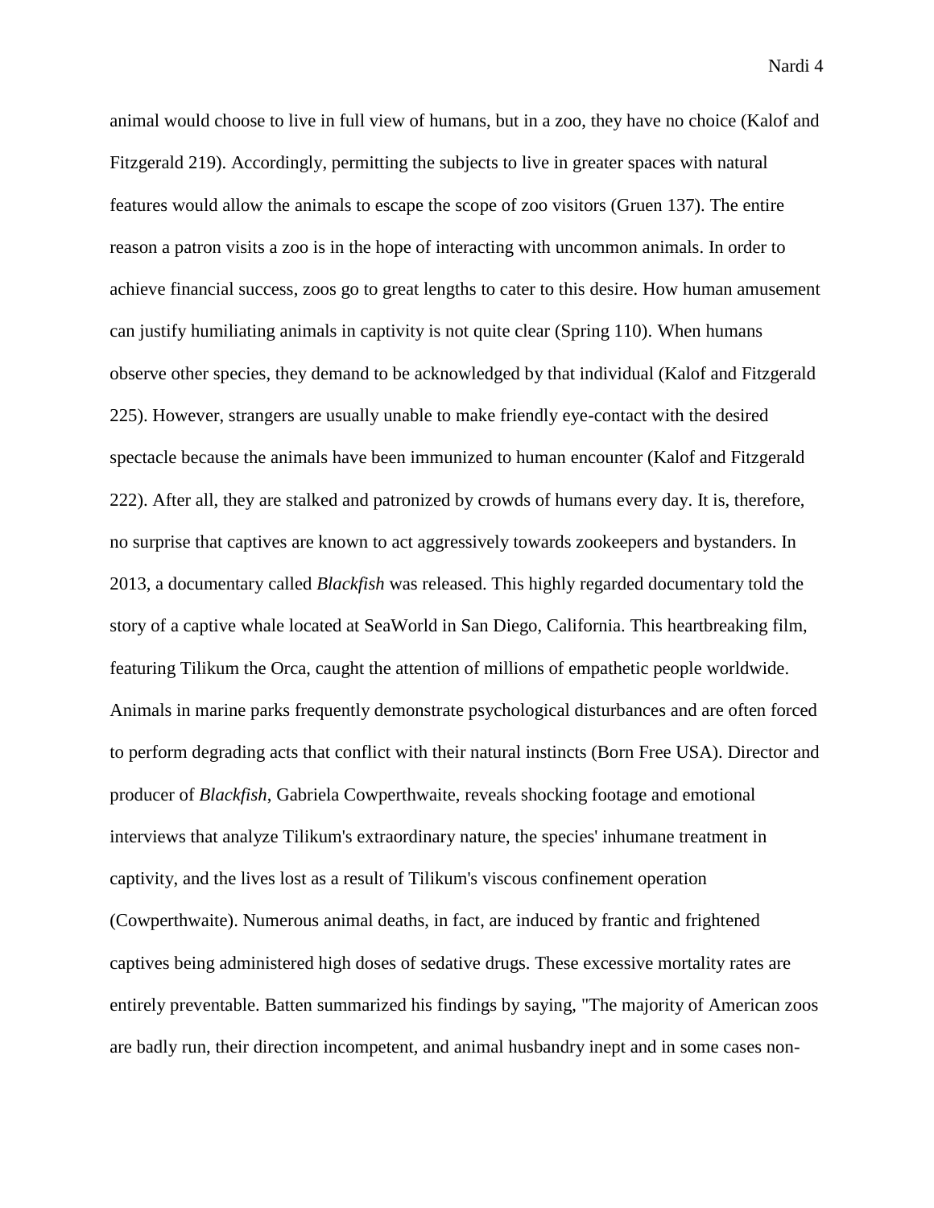animal would choose to live in full view of humans, but in a zoo, they have no choice (Kalof and Fitzgerald 219). Accordingly, permitting the subjects to live in greater spaces with natural features would allow the animals to escape the scope of zoo visitors (Gruen 137). The entire reason a patron visits a zoo is in the hope of interacting with uncommon animals. In order to achieve financial success, zoos go to great lengths to cater to this desire. How human amusement can justify humiliating animals in captivity is not quite clear (Spring 110). When humans observe other species, they demand to be acknowledged by that individual (Kalof and Fitzgerald 225). However, strangers are usually unable to make friendly eye-contact with the desired spectacle because the animals have been immunized to human encounter (Kalof and Fitzgerald 222). After all, they are stalked and patronized by crowds of humans every day. It is, therefore, no surprise that captives are known to act aggressively towards zookeepers and bystanders. In 2013, a documentary called *Blackfish* was released. This highly regarded documentary told the story of a captive whale located at SeaWorld in San Diego, California. This heartbreaking film, featuring Tilikum the Orca, caught the attention of millions of empathetic people worldwide. Animals in marine parks frequently demonstrate psychological disturbances and are often forced to perform degrading acts that conflict with their natural instincts (Born Free USA). Director and producer of *Blackfish*, Gabriela Cowperthwaite, reveals shocking footage and emotional interviews that analyze Tilikum's extraordinary nature, the species' inhumane treatment in captivity, and the lives lost as a result of Tilikum's viscous confinement operation (Cowperthwaite). Numerous animal deaths, in fact, are induced by frantic and frightened captives being administered high doses of sedative drugs. These excessive mortality rates are entirely preventable. Batten summarized his findings by saying, "The majority of American zoos are badly run, their direction incompetent, and animal husbandry inept and in some cases non-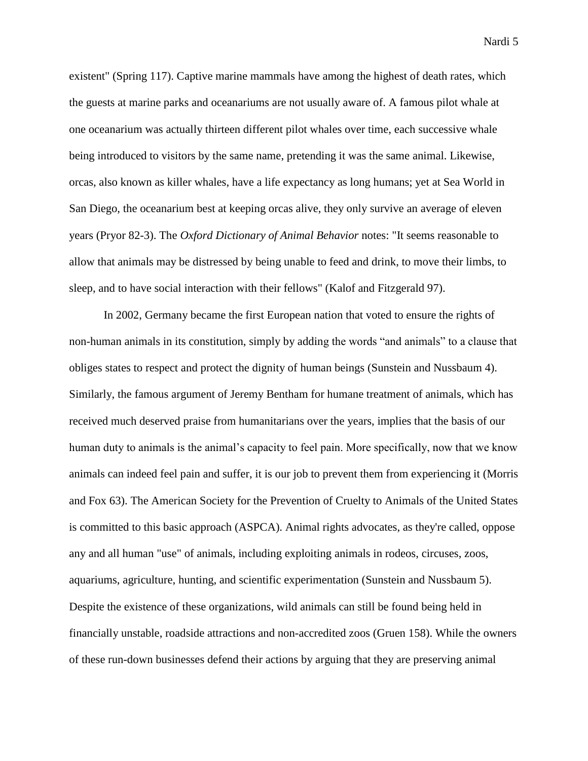existent" (Spring 117). Captive marine mammals have among the highest of death rates, which the guests at marine parks and oceanariums are not usually aware of. A famous pilot whale at one oceanarium was actually thirteen different pilot whales over time, each successive whale being introduced to visitors by the same name, pretending it was the same animal. Likewise, orcas, also known as killer whales, have a life expectancy as long humans; yet at Sea World in San Diego, the oceanarium best at keeping orcas alive, they only survive an average of eleven years (Pryor 82-3). The *Oxford Dictionary of Animal Behavior* notes: "It seems reasonable to allow that animals may be distressed by being unable to feed and drink, to move their limbs, to sleep, and to have social interaction with their fellows" (Kalof and Fitzgerald 97).

In 2002, Germany became the first European nation that voted to ensure the rights of non-human animals in its constitution, simply by adding the words "and animals" to a clause that obliges states to respect and protect the dignity of human beings (Sunstein and Nussbaum 4). Similarly, the famous argument of Jeremy Bentham for humane treatment of animals, which has received much deserved praise from humanitarians over the years, implies that the basis of our human duty to animals is the animal's capacity to feel pain. More specifically, now that we know animals can indeed feel pain and suffer, it is our job to prevent them from experiencing it (Morris and Fox 63). The American Society for the Prevention of Cruelty to Animals of the United States is committed to this basic approach (ASPCA). Animal rights advocates, as they're called, oppose any and all human "use" of animals, including exploiting animals in rodeos, circuses, zoos, aquariums, agriculture, hunting, and scientific experimentation (Sunstein and Nussbaum 5). Despite the existence of these organizations, wild animals can still be found being held in financially unstable, roadside attractions and non-accredited zoos (Gruen 158). While the owners of these run-down businesses defend their actions by arguing that they are preserving animal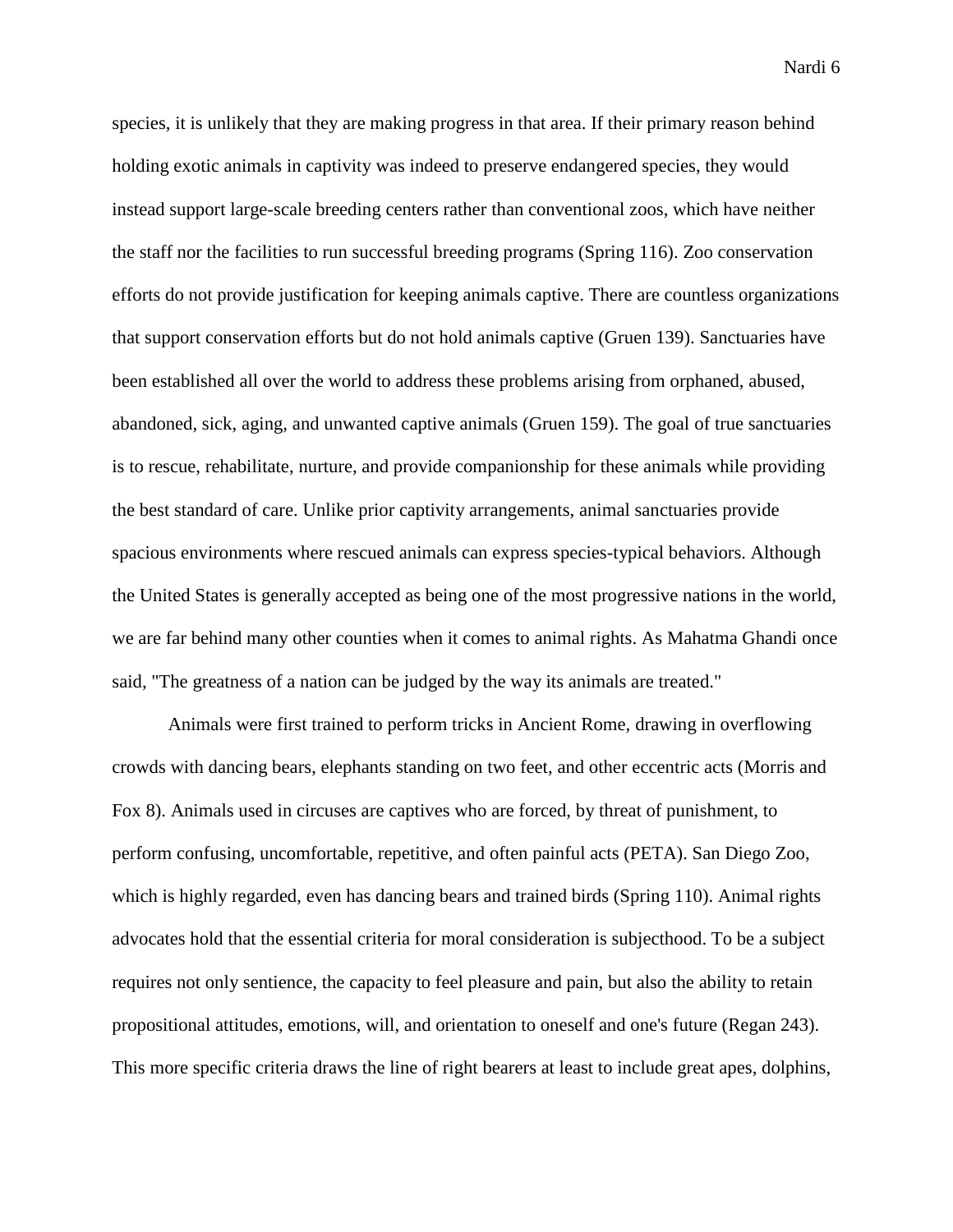species, it is unlikely that they are making progress in that area. If their primary reason behind holding exotic animals in captivity was indeed to preserve endangered species, they would instead support large-scale breeding centers rather than conventional zoos, which have neither the staff nor the facilities to run successful breeding programs (Spring 116). Zoo conservation efforts do not provide justification for keeping animals captive. There are countless organizations that support conservation efforts but do not hold animals captive (Gruen 139). Sanctuaries have been established all over the world to address these problems arising from orphaned, abused, abandoned, sick, aging, and unwanted captive animals (Gruen 159). The goal of true sanctuaries is to rescue, rehabilitate, nurture, and provide companionship for these animals while providing the best standard of care. Unlike prior captivity arrangements, animal sanctuaries provide spacious environments where rescued animals can express species-typical behaviors. Although the United States is generally accepted as being one of the most progressive nations in the world, we are far behind many other counties when it comes to animal rights. As Mahatma Ghandi once said, "The greatness of a nation can be judged by the way its animals are treated."

Animals were first trained to perform tricks in Ancient Rome, drawing in overflowing crowds with dancing bears, elephants standing on two feet, and other eccentric acts (Morris and Fox 8). Animals used in circuses are captives who are forced, by threat of punishment, to perform confusing, uncomfortable, repetitive, and often painful acts (PETA). San Diego Zoo, which is highly regarded, even has dancing bears and trained birds (Spring 110). Animal rights advocates hold that the essential criteria for moral consideration is subjecthood. To be a subject requires not only sentience, the capacity to feel pleasure and pain, but also the ability to retain propositional attitudes, emotions, will, and orientation to oneself and one's future (Regan 243). This more specific criteria draws the line of right bearers at least to include great apes, dolphins,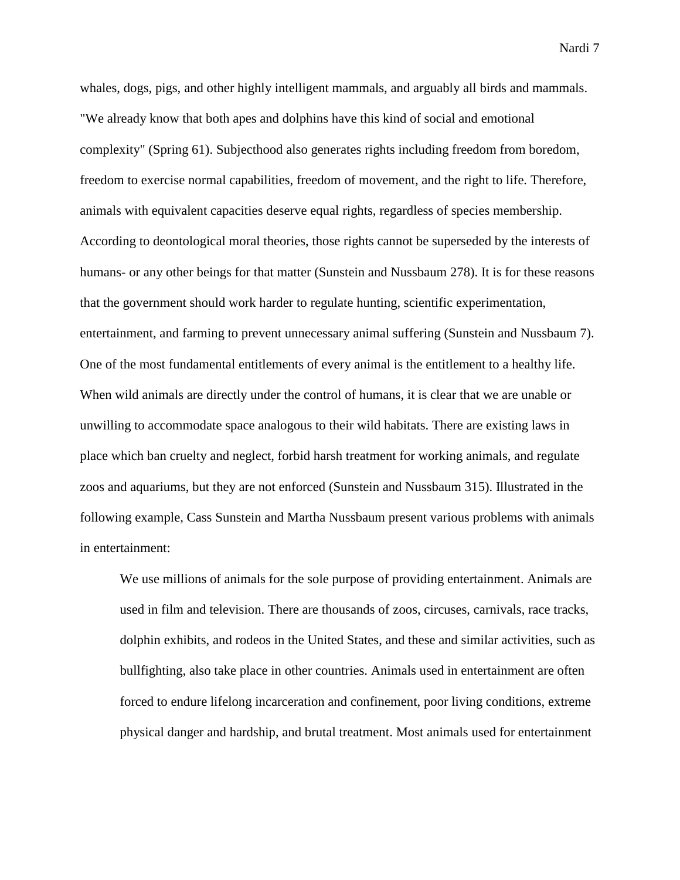whales, dogs, pigs, and other highly intelligent mammals, and arguably all birds and mammals. "We already know that both apes and dolphins have this kind of social and emotional complexity" (Spring 61). Subjecthood also generates rights including freedom from boredom, freedom to exercise normal capabilities, freedom of movement, and the right to life. Therefore, animals with equivalent capacities deserve equal rights, regardless of species membership. According to deontological moral theories, those rights cannot be superseded by the interests of humans- or any other beings for that matter (Sunstein and Nussbaum 278). It is for these reasons that the government should work harder to regulate hunting, scientific experimentation, entertainment, and farming to prevent unnecessary animal suffering (Sunstein and Nussbaum 7). One of the most fundamental entitlements of every animal is the entitlement to a healthy life. When wild animals are directly under the control of humans, it is clear that we are unable or unwilling to accommodate space analogous to their wild habitats. There are existing laws in place which ban cruelty and neglect, forbid harsh treatment for working animals, and regulate zoos and aquariums, but they are not enforced (Sunstein and Nussbaum 315). Illustrated in the following example, Cass Sunstein and Martha Nussbaum present various problems with animals in entertainment:

> We use millions of animals for the sole purpose of providing entertainment. Animals are used in film and television. There are thousands of zoos, circuses, carnivals, race tracks, dolphin exhibits, and rodeos in the United States, and these and similar activities, such as bullfighting, also take place in other countries. Animals used in entertainment are often forced to endure lifelong incarceration and confinement, poor living conditions, extreme physical danger and hardship, and brutal treatment. Most animals used for entertainment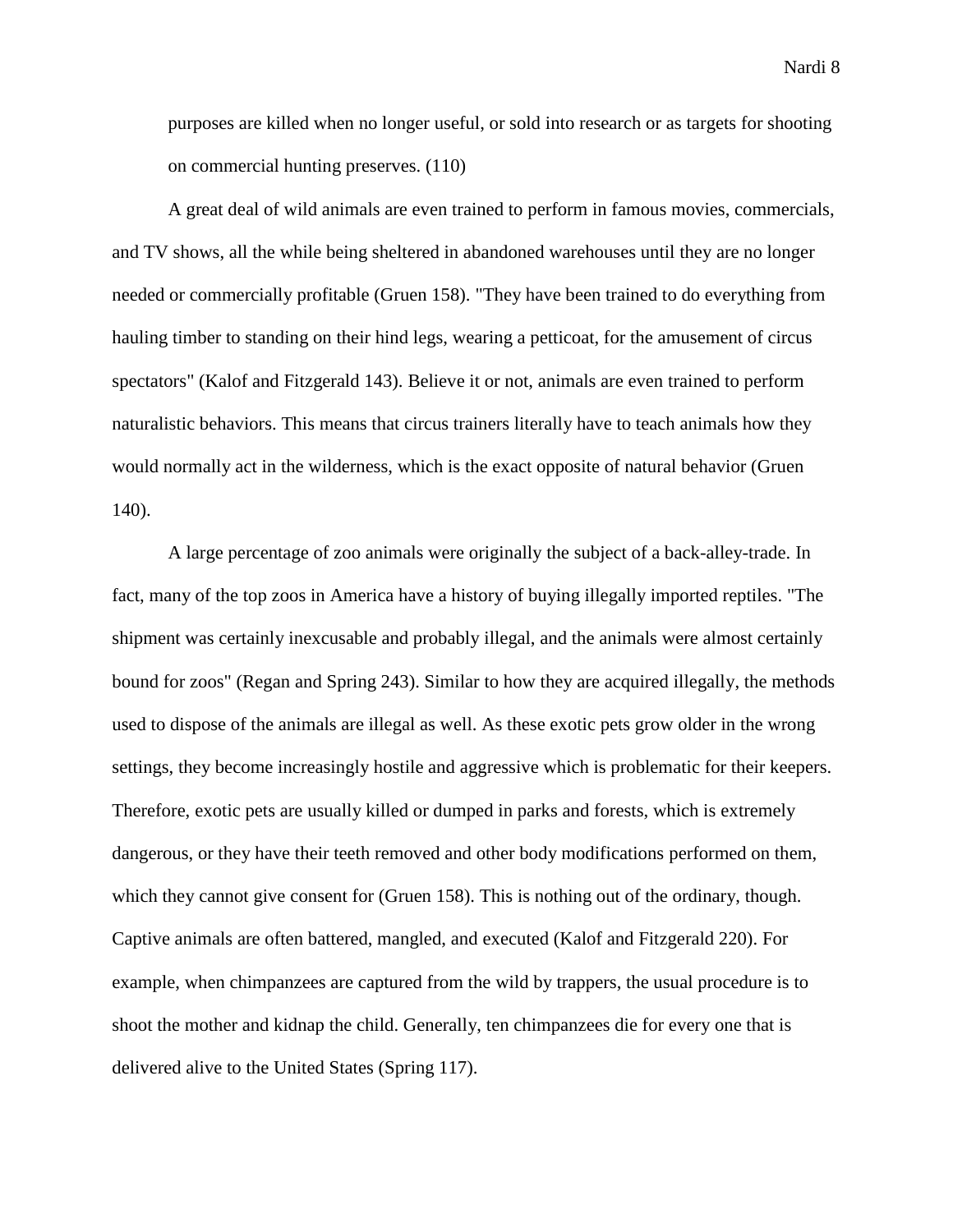purposes are killed when no longer useful, or sold into research or as targets for shooting on commercial hunting preserves. (110)

A great deal of wild animals are even trained to perform in famous movies, commercials, and TV shows, all the while being sheltered in abandoned warehouses until they are no longer needed or commercially profitable (Gruen 158). "They have been trained to do everything from hauling timber to standing on their hind legs, wearing a petticoat, for the amusement of circus spectators" (Kalof and Fitzgerald 143). Believe it or not, animals are even trained to perform naturalistic behaviors. This means that circus trainers literally have to teach animals how they would normally act in the wilderness, which is the exact opposite of natural behavior (Gruen 140).

A large percentage of zoo animals were originally the subject of a back-alley-trade. In fact, many of the top zoos in America have a history of buying illegally imported reptiles. "The shipment was certainly inexcusable and probably illegal, and the animals were almost certainly bound for zoos" (Regan and Spring 243). Similar to how they are acquired illegally, the methods used to dispose of the animals are illegal as well. As these exotic pets grow older in the wrong settings, they become increasingly hostile and aggressive which is problematic for their keepers. Therefore, exotic pets are usually killed or dumped in parks and forests, which is extremely dangerous, or they have their teeth removed and other body modifications performed on them, which they cannot give consent for (Gruen 158). This is nothing out of the ordinary, though. Captive animals are often battered, mangled, and executed (Kalof and Fitzgerald 220). For example, when chimpanzees are captured from the wild by trappers, the usual procedure is to shoot the mother and kidnap the child. Generally, ten chimpanzees die for every one that is delivered alive to the United States (Spring 117).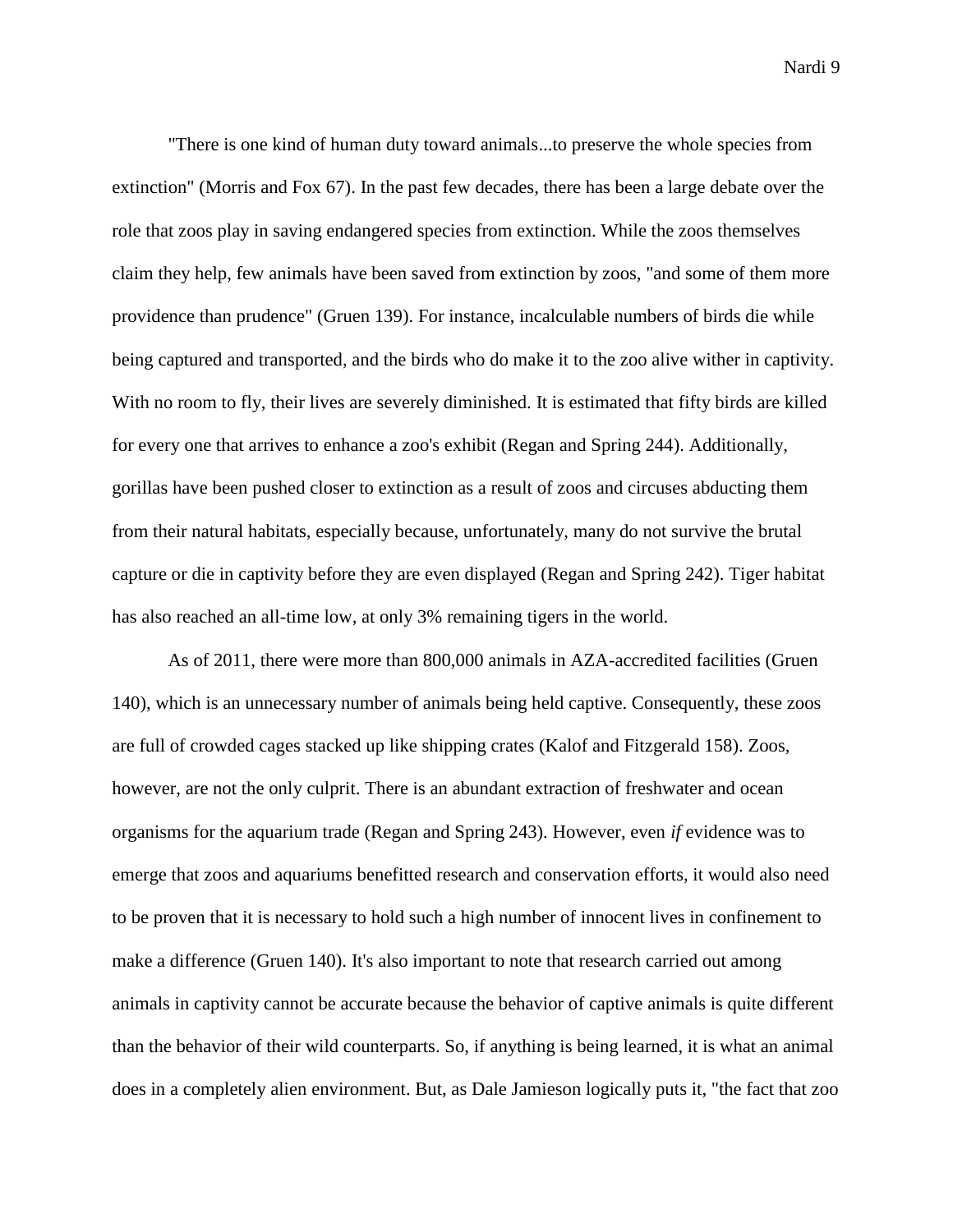"There is one kind of human duty toward animals...to preserve the whole species from extinction" (Morris and Fox 67). In the past few decades, there has been a large debate over the role that zoos play in saving endangered species from extinction. While the zoos themselves claim they help, few animals have been saved from extinction by zoos, "and some of them more providence than prudence" (Gruen 139). For instance, incalculable numbers of birds die while being captured and transported, and the birds who do make it to the zoo alive wither in captivity. With no room to fly, their lives are severely diminished. It is estimated that fifty birds are killed for every one that arrives to enhance a zoo's exhibit (Regan and Spring 244). Additionally, gorillas have been pushed closer to extinction as a result of zoos and circuses abducting them from their natural habitats, especially because, unfortunately, many do not survive the brutal capture or die in captivity before they are even displayed (Regan and Spring 242). Tiger habitat has also reached an all-time low, at only 3% remaining tigers in the world.

As of 2011, there were more than 800,000 animals in AZA-accredited facilities (Gruen 140), which is an unnecessary number of animals being held captive. Consequently, these zoos are full of crowded cages stacked up like shipping crates (Kalof and Fitzgerald 158). Zoos, however, are not the only culprit. There is an abundant extraction of freshwater and ocean organisms for the aquarium trade (Regan and Spring 243). However, even *if* evidence was to emerge that zoos and aquariums benefitted research and conservation efforts, it would also need to be proven that it is necessary to hold such a high number of innocent lives in confinement to make a difference (Gruen 140). It's also important to note that research carried out among animals in captivity cannot be accurate because the behavior of captive animals is quite different than the behavior of their wild counterparts. So, if anything is being learned, it is what an animal does in a completely alien environment. But, as Dale Jamieson logically puts it, "the fact that zoo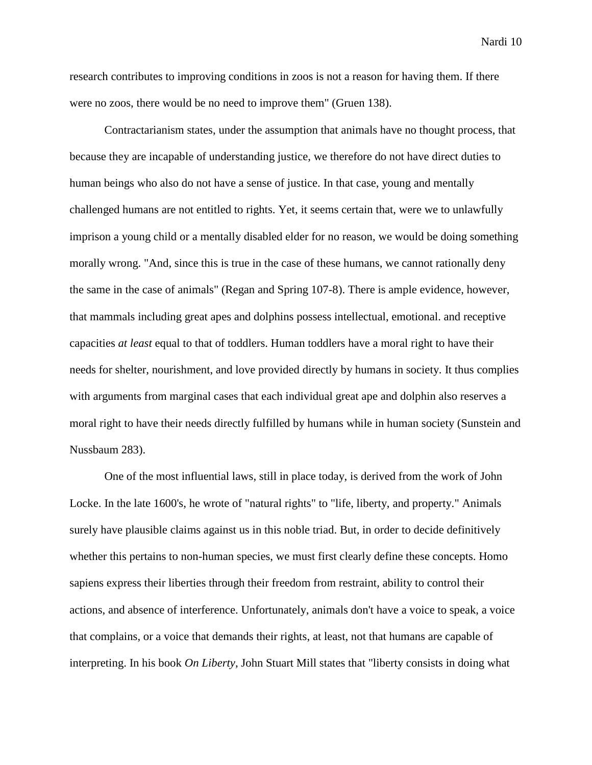research contributes to improving conditions in zoos is not a reason for having them. If there were no zoos, there would be no need to improve them" (Gruen 138).

Contractarianism states, under the assumption that animals have no thought process, that because they are incapable of understanding justice, we therefore do not have direct duties to human beings who also do not have a sense of justice. In that case, young and mentally challenged humans are not entitled to rights. Yet, it seems certain that, were we to unlawfully imprison a young child or a mentally disabled elder for no reason, we would be doing something morally wrong. "And, since this is true in the case of these humans, we cannot rationally deny the same in the case of animals" (Regan and Spring 107-8). There is ample evidence, however, that mammals including great apes and dolphins possess intellectual, emotional. and receptive capacities *at least* equal to that of toddlers. Human toddlers have a moral right to have their needs for shelter, nourishment, and love provided directly by humans in society. It thus complies with arguments from marginal cases that each individual great ape and dolphin also reserves a moral right to have their needs directly fulfilled by humans while in human society (Sunstein and Nussbaum 283).

One of the most influential laws, still in place today, is derived from the work of John Locke. In the late 1600's, he wrote of "natural rights" to "life, liberty, and property." Animals surely have plausible claims against us in this noble triad. But, in order to decide definitively whether this pertains to non-human species, we must first clearly define these concepts. Homo sapiens express their liberties through their freedom from restraint, ability to control their actions, and absence of interference. Unfortunately, animals don't have a voice to speak, a voice that complains, or a voice that demands their rights, at least, not that humans are capable of interpreting. In his book *On Liberty*, John Stuart Mill states that "liberty consists in doing what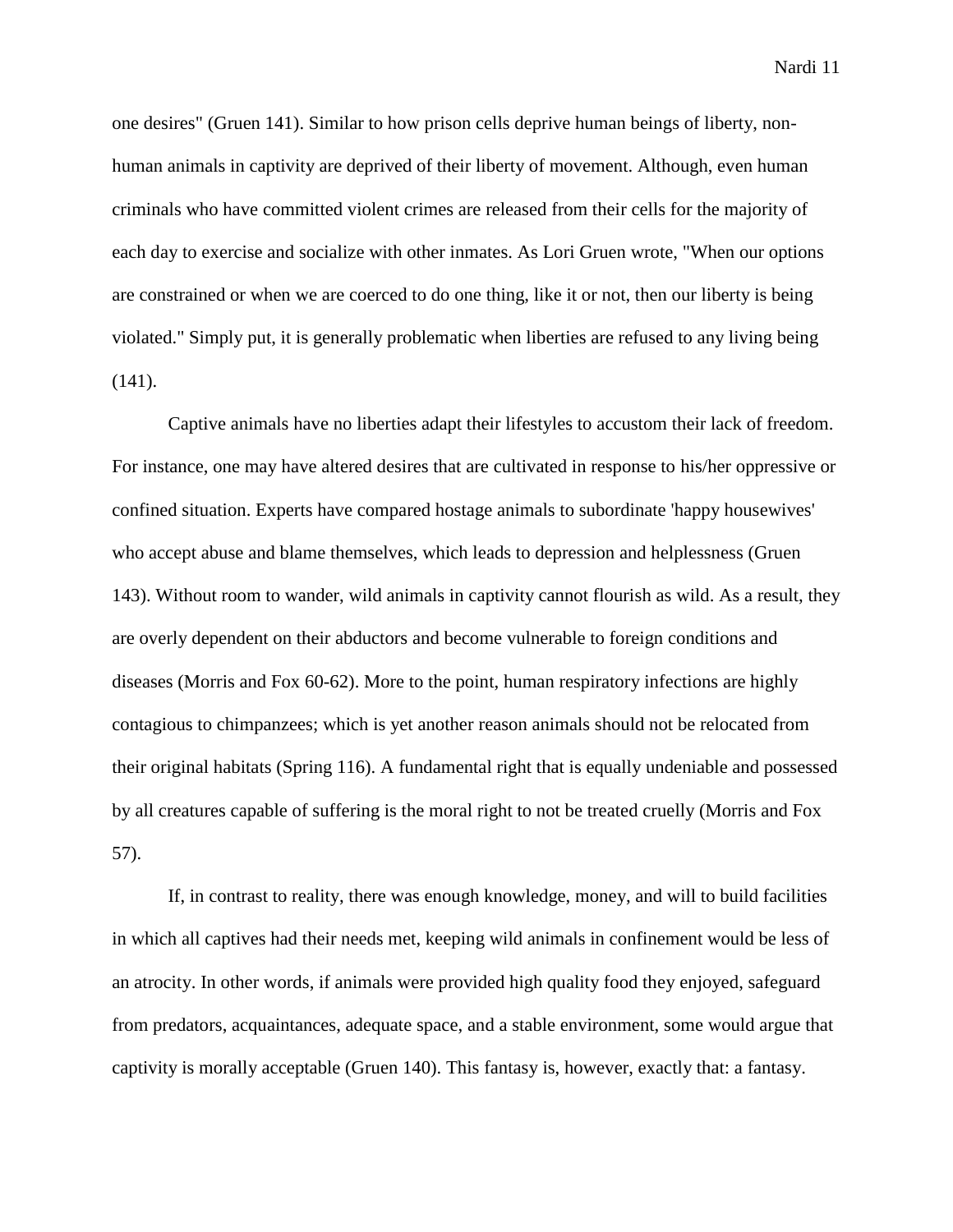one desires" (Gruen 141). Similar to how prison cells deprive human beings of liberty, non-human animals in captivity are deprived of their liberty of movement. Although, even human criminals who have committed violent crimes are released from their cells for the majority of each day to exercise and socialize with other inmates. As Lori Gruen wrote, "When our options are constrained or when we are coerced to do one thing, like it or not, then our liberty is being violated." Simply put, it is generally problematic when liberties are refused to any living being (141).

Captive animals have no liberties adapt their lifestyles to accustom their lack of freedom. For instance, one may have altered desires that are cultivated in response to his/her oppressive or confined situation. Experts have compared hostage animals to subordinate 'happy housewives' who accept abuse and blame themselves, which leads to depression and helplessness (Gruen 143). Without room to wander, wild animals in captivity cannot flourish as wild. As a result, they are overly dependent on their abductors and become vulnerable to foreign conditions and diseases (Morris and Fox 60-62). More to the point, human respiratory infections are highly contagious to chimpanzees; which is yet another reason animals should not be relocated from their original habitats (Spring 116). A fundamental right that is equally undeniable and possessed by all creatures capable of suffering is the moral right to not be treated cruelly (Morris and Fox 57).

If, in contrast to reality, there was enough knowledge, money, and will to build facilities in which all captives had their needs met, keeping wild animals in confinement would be less of an atrocity. In other words, if animals were provided high quality food they enjoyed, safeguard from predators, acquaintances, adequate space, and a stable environment, some would argue that captivity is morally acceptable (Gruen 140). This fantasy is, however, exactly that: a fantasy.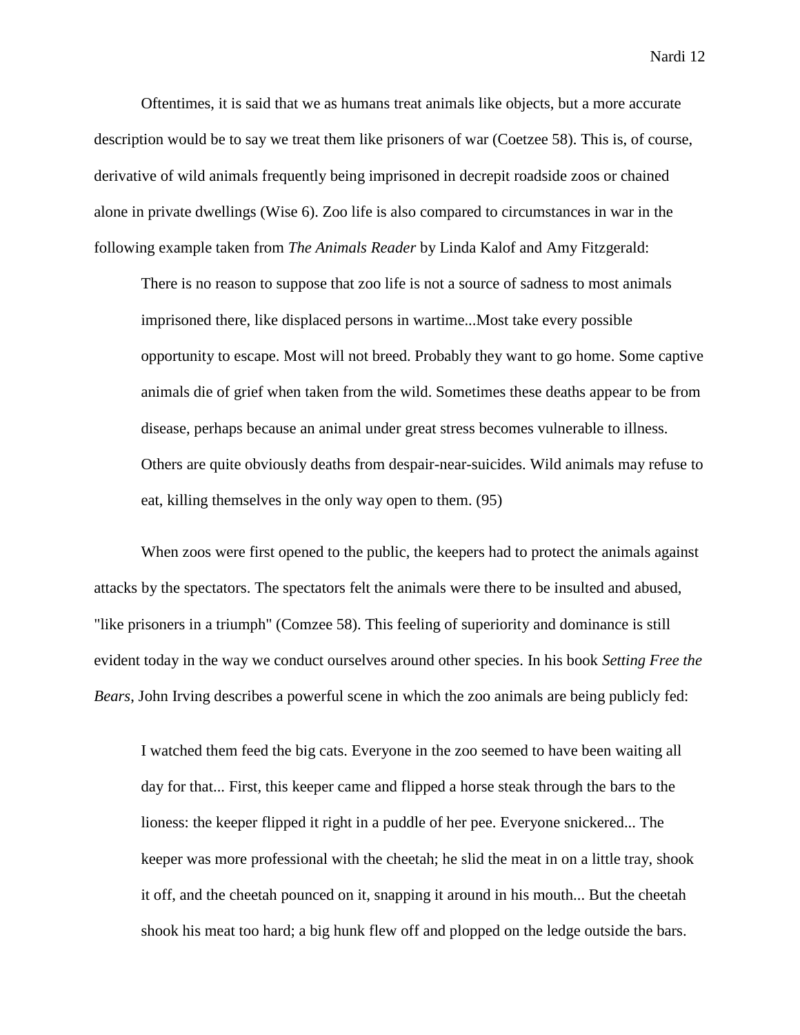Oftentimes, it is said that we as humans treat animals like objects, but a more accurate description would be to say we treat them like prisoners of war (Coetzee 58). This is, of course, derivative of wild animals frequently being imprisoned in decrepit roadside zoos or chained alone in private dwellings (Wise 6). Zoo life is also compared to circumstances in war in the following example taken from *The Animals Reader* by Linda Kalof and Amy Fitzgerald:

> There is no reason to suppose that zoo life is not a source of sadness to most animals imprisoned there, like displaced persons in wartime...Most take every possible opportunity to escape. Most will not breed. Probably they want to go home. Some captive animals die of grief when taken from the wild. Sometimes these deaths appear to be from disease, perhaps because an animal under great stress becomes vulnerable to illness. Others are quite obviously deaths from despair-near-suicides. Wild animals may refuse to eat, killing themselves in the only way open to them. (95)

When zoos were first opened to the public, the keepers had to protect the animals against attacks by the spectators. The spectators felt the animals were there to be insulted and abused, "like prisoners in a triumph" (Comzee 58). This feeling of superiority and dominance is still evident today in the way we conduct ourselves around other species. In his book *Setting Free the Bears*, John Irving describes a powerful scene in which the zoo animals are being publicly fed:

> I watched them feed the big cats. Everyone in the zoo seemed to have been waiting all day for that... First, this keeper came and flipped a horse steak through the bars to the lioness: the keeper flipped it right in a puddle of her pee. Everyone snickered... The keeper was more professional with the cheetah; he slid the meat in on a little tray, shook it off, and the cheetah pounced on it, snapping it around in his mouth... But the cheetah shook his meat too hard; a big hunk flew off and plopped on the ledge outside the bars.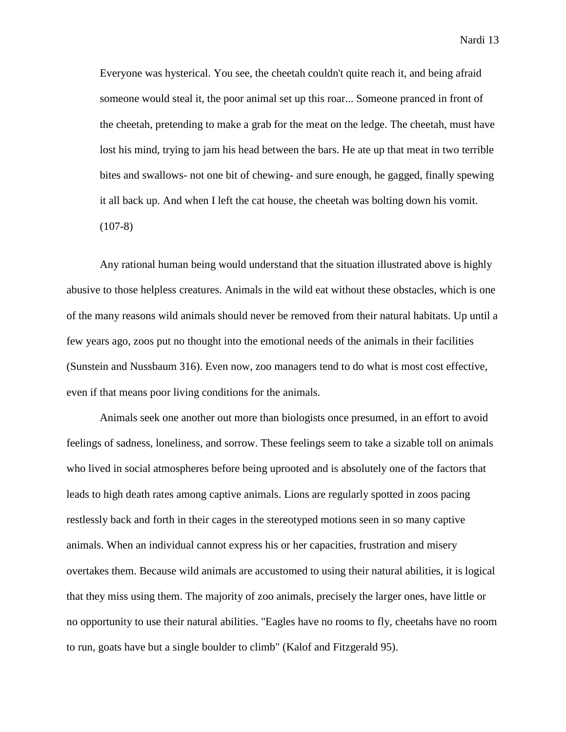> Everyone was hysterical. You see, the cheetah couldn't quite reach it, and being afraid someone would steal it, the poor animal set up this roar... Someone pranced in front of the cheetah, pretending to make a grab for the meat on the ledge. The cheetah, must have lost his mind, trying to jam his head between the bars. He ate up that meat in two terrible bites and swallows- not one bit of chewing- and sure enough, he gagged, finally spewing it all back up. And when I left the cat house, the cheetah was bolting down his vomit. (107-8)

Any rational human being would understand that the situation illustrated above is highly abusive to those helpless creatures. Animals in the wild eat without these obstacles, which is one of the many reasons wild animals should never be removed from their natural habitats. Up until a few years ago, zoos put no thought into the emotional needs of the animals in their facilities (Sunstein and Nussbaum 316). Even now, zoo managers tend to do what is most cost effective, even if that means poor living conditions for the animals.

Animals seek one another out more than biologists once presumed, in an effort to avoid feelings of sadness, loneliness, and sorrow. These feelings seem to take a sizable toll on animals who lived in social atmospheres before being uprooted and is absolutely one of the factors that leads to high death rates among captive animals. Lions are regularly spotted in zoos pacing restlessly back and forth in their cages in the stereotyped motions seen in so many captive animals. When an individual cannot express his or her capacities, frustration and misery overtakes them. Because wild animals are accustomed to using their natural abilities, it is logical that they miss using them. The majority of zoo animals, precisely the larger ones, have little or no opportunity to use their natural abilities. "Eagles have no rooms to fly, cheetahs have no room to run, goats have but a single boulder to climb" (Kalof and Fitzgerald 95).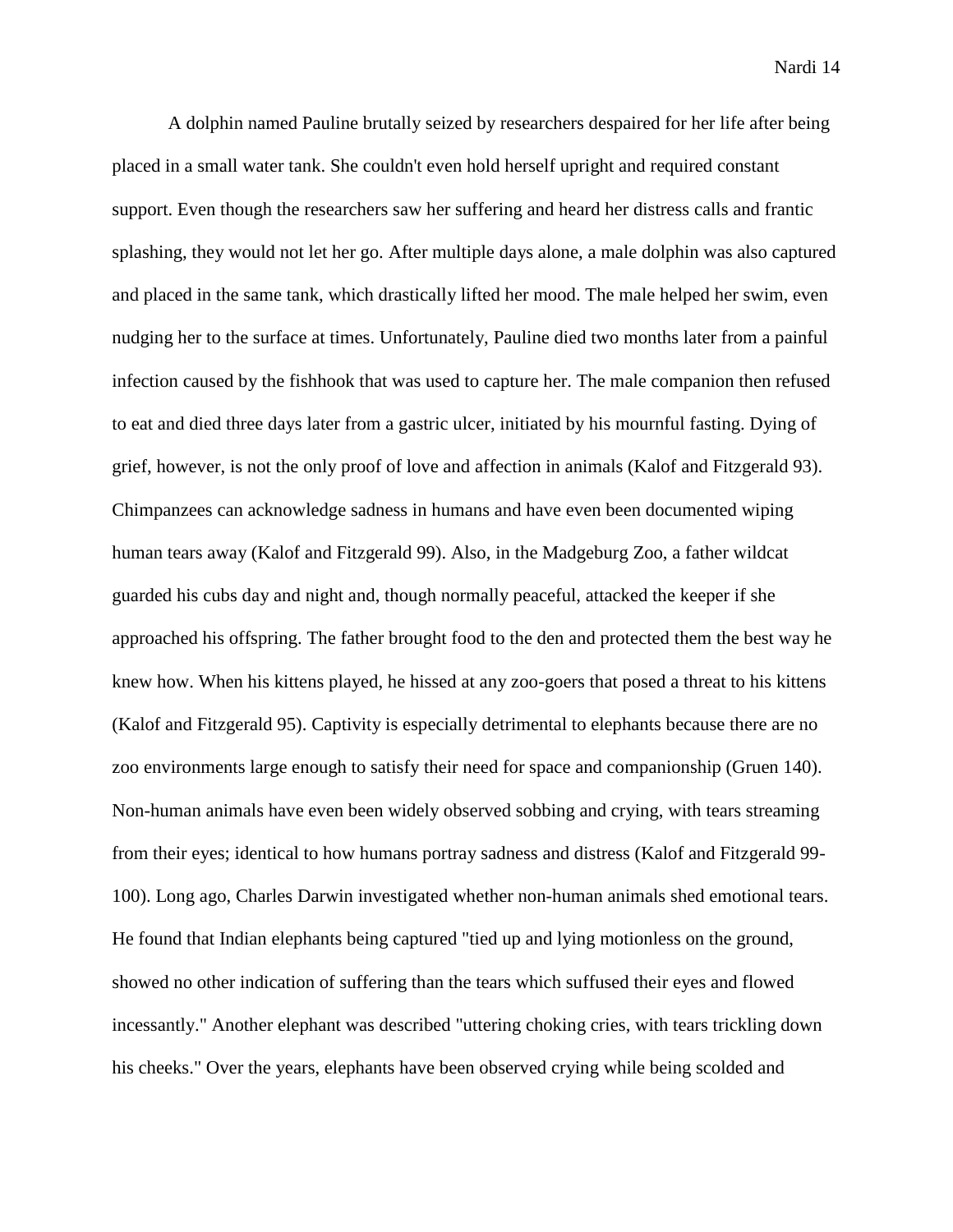A dolphin named Pauline brutally seized by researchers despaired for her life after being placed in a small water tank. She couldn't even hold herself upright and required constant support. Even though the researchers saw her suffering and heard her distress calls and frantic splashing, they would not let her go. After multiple days alone, a male dolphin was also captured and placed in the same tank, which drastically lifted her mood. The male helped her swim, even nudging her to the surface at times. Unfortunately, Pauline died two months later from a painful infection caused by the fishhook that was used to capture her. The male companion then refused to eat and died three days later from a gastric ulcer, initiated by his mournful fasting. Dying of grief, however, is not the only proof of love and affection in animals (Kalof and Fitzgerald 93). Chimpanzees can acknowledge sadness in humans and have even been documented wiping human tears away (Kalof and Fitzgerald 99). Also, in the Madgeburg Zoo, a father wildcat guarded his cubs day and night and, though normally peaceful, attacked the keeper if she approached his offspring. The father brought food to the den and protected them the best way he knew how. When his kittens played, he hissed at any zoo-goers that posed a threat to his kittens (Kalof and Fitzgerald 95). Captivity is especially detrimental to elephants because there are no zoo environments large enough to satisfy their need for space and companionship (Gruen 140). Non-human animals have even been widely observed sobbing and crying, with tears streaming from their eyes; identical to how humans portray sadness and distress (Kalof and Fitzgerald 99-100). Long ago, Charles Darwin investigated whether non-human animals shed emotional tears. He found that Indian elephants being captured "tied up and lying motionless on the ground, showed no other indication of suffering than the tears which suffused their eyes and flowed incessantly." Another elephant was described "uttering choking cries, with tears trickling down his cheeks." Over the years, elephants have been observed crying while being scolded and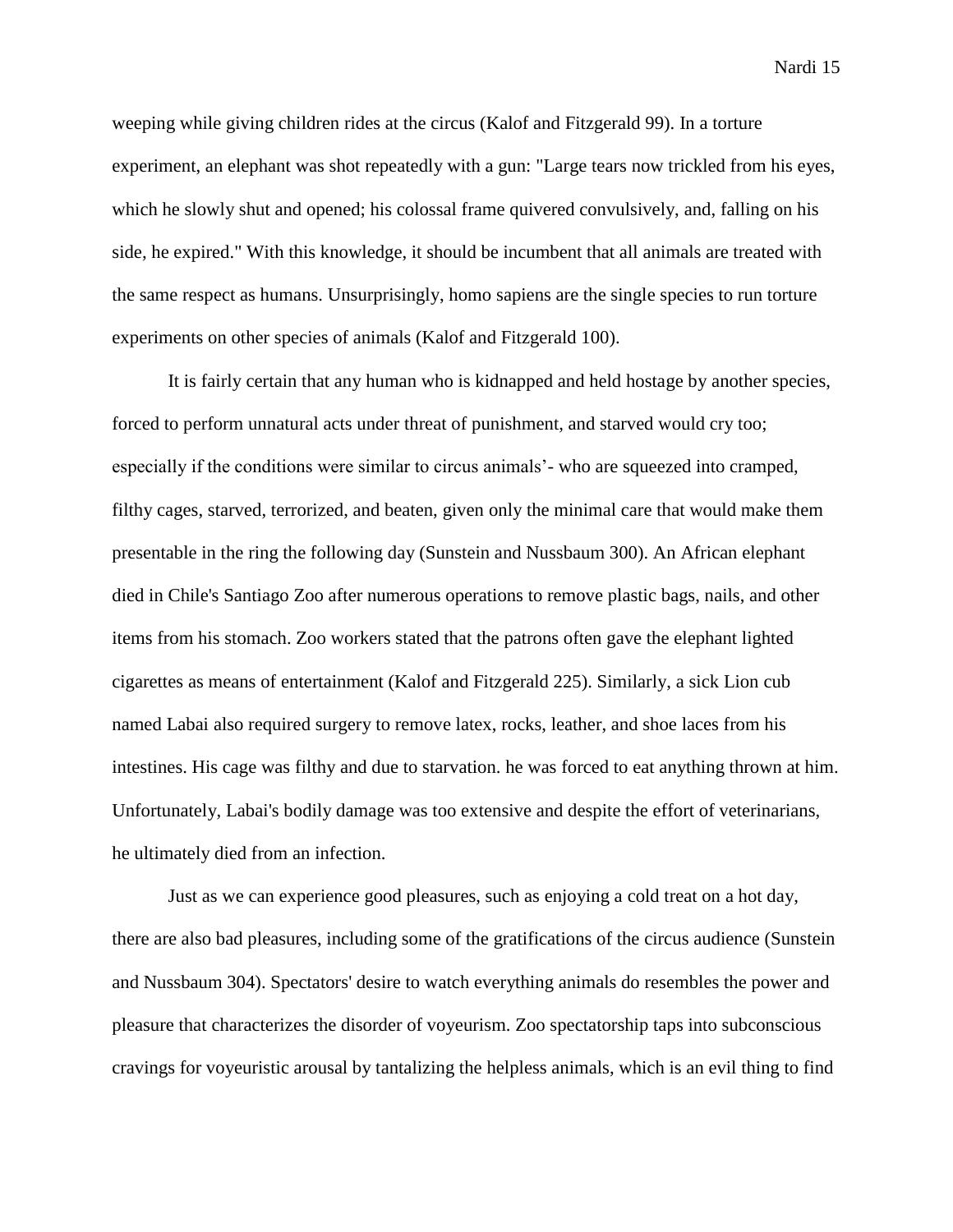weeping while giving children rides at the circus (Kalof and Fitzgerald 99). In a torture experiment, an elephant was shot repeatedly with a gun: "Large tears now trickled from his eyes, which he slowly shut and opened; his colossal frame quivered convulsively, and, falling on his side, he expired." With this knowledge, it should be incumbent that all animals are treated with the same respect as humans. Unsurprisingly, homo sapiens are the single species to run torture experiments on other species of animals (Kalof and Fitzgerald 100).

It is fairly certain that any human who is kidnapped and held hostage by another species, forced to perform unnatural acts under threat of punishment, and starved would cry too; especially if the conditions were similar to circus animals'- who are squeezed into cramped, filthy cages, starved, terrorized, and beaten, given only the minimal care that would make them presentable in the ring the following day (Sunstein and Nussbaum 300). An African elephant died in Chile's Santiago Zoo after numerous operations to remove plastic bags, nails, and other items from his stomach. Zoo workers stated that the patrons often gave the elephant lighted cigarettes as means of entertainment (Kalof and Fitzgerald 225). Similarly, a sick Lion cub named Labai also required surgery to remove latex, rocks, leather, and shoe laces from his intestines. His cage was filthy and due to starvation. he was forced to eat anything thrown at him. Unfortunately, Labai's bodily damage was too extensive and despite the effort of veterinarians, he ultimately died from an infection.

Just as we can experience good pleasures, such as enjoying a cold treat on a hot day, there are also bad pleasures, including some of the gratifications of the circus audience (Sunstein and Nussbaum 304). Spectators' desire to watch everything animals do resembles the power and pleasure that characterizes the disorder of voyeurism. Zoo spectatorship taps into subconscious cravings for voyeuristic arousal by tantalizing the helpless animals, which is an evil thing to find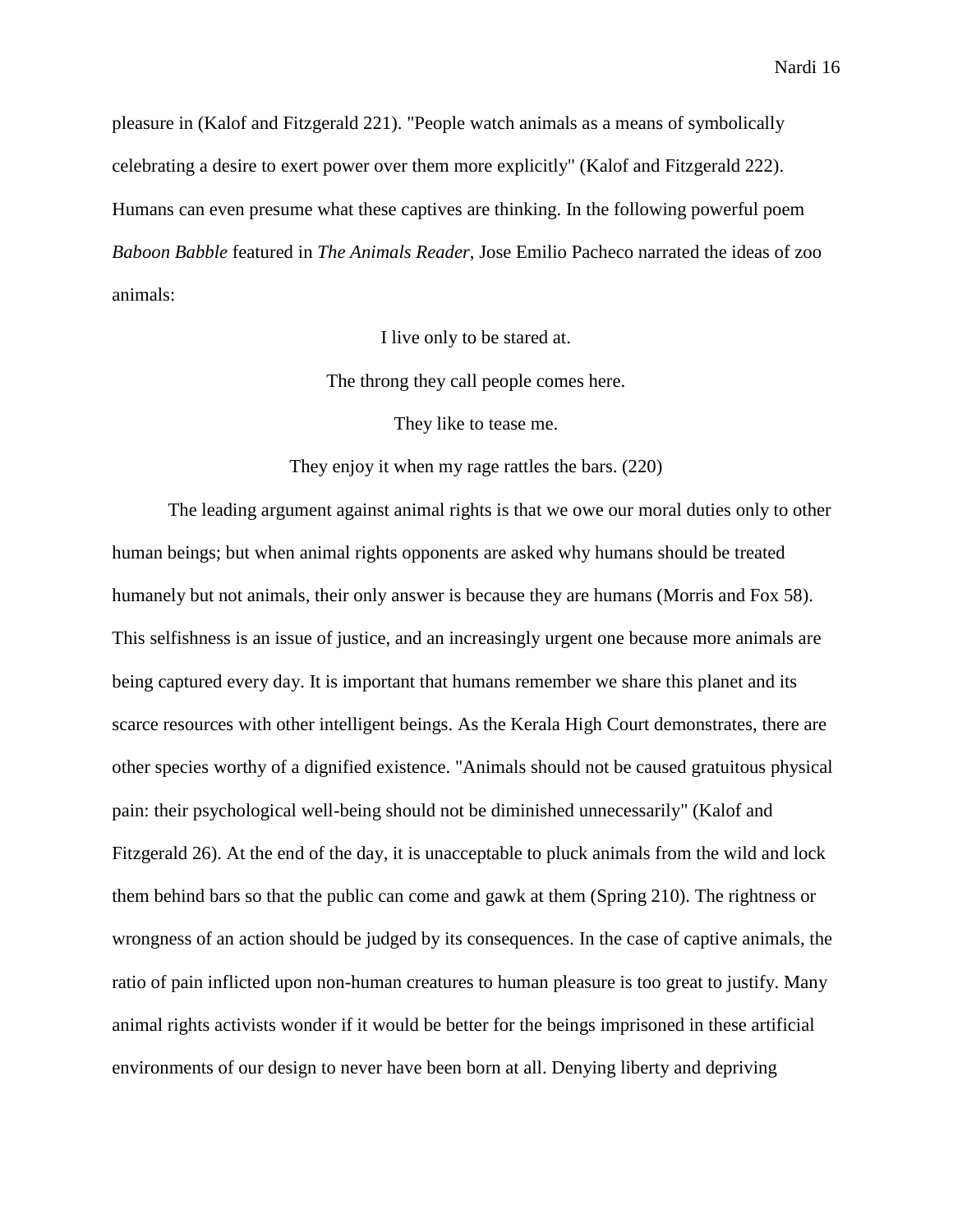pleasure in (Kalof and Fitzgerald 221). "People watch animals as a means of symbolically celebrating a desire to exert power over them more explicitly" (Kalof and Fitzgerald 222). Humans can even presume what these captives are thinking. In the following powerful poem *Baboon Babble* featured in *The Animals Reader,* Jose Emilio Pacheco narrated the ideas of zoo animals:

> I live only to be stared at.
>
> The throng they call people comes here.
>
> They like to tease me.
>
> They enjoy it when my rage rattles the bars. (220)

The leading argument against animal rights is that we owe our moral duties only to other human beings; but when animal rights opponents are asked why humans should be treated humanely but not animals, their only answer is because they are humans (Morris and Fox 58). This selfishness is an issue of justice, and an increasingly urgent one because more animals are being captured every day. It is important that humans remember we share this planet and its scarce resources with other intelligent beings. As the Kerala High Court demonstrates, there are other species worthy of a dignified existence. "Animals should not be caused gratuitous physical pain: their psychological well-being should not be diminished unnecessarily" (Kalof and Fitzgerald 26). At the end of the day, it is unacceptable to pluck animals from the wild and lock them behind bars so that the public can come and gawk at them (Spring 210). The rightness or wrongness of an action should be judged by its consequences. In the case of captive animals, the ratio of pain inflicted upon non-human creatures to human pleasure is too great to justify. Many animal rights activists wonder if it would be better for the beings imprisoned in these artificial environments of our design to never have been born at all. Denying liberty and depriving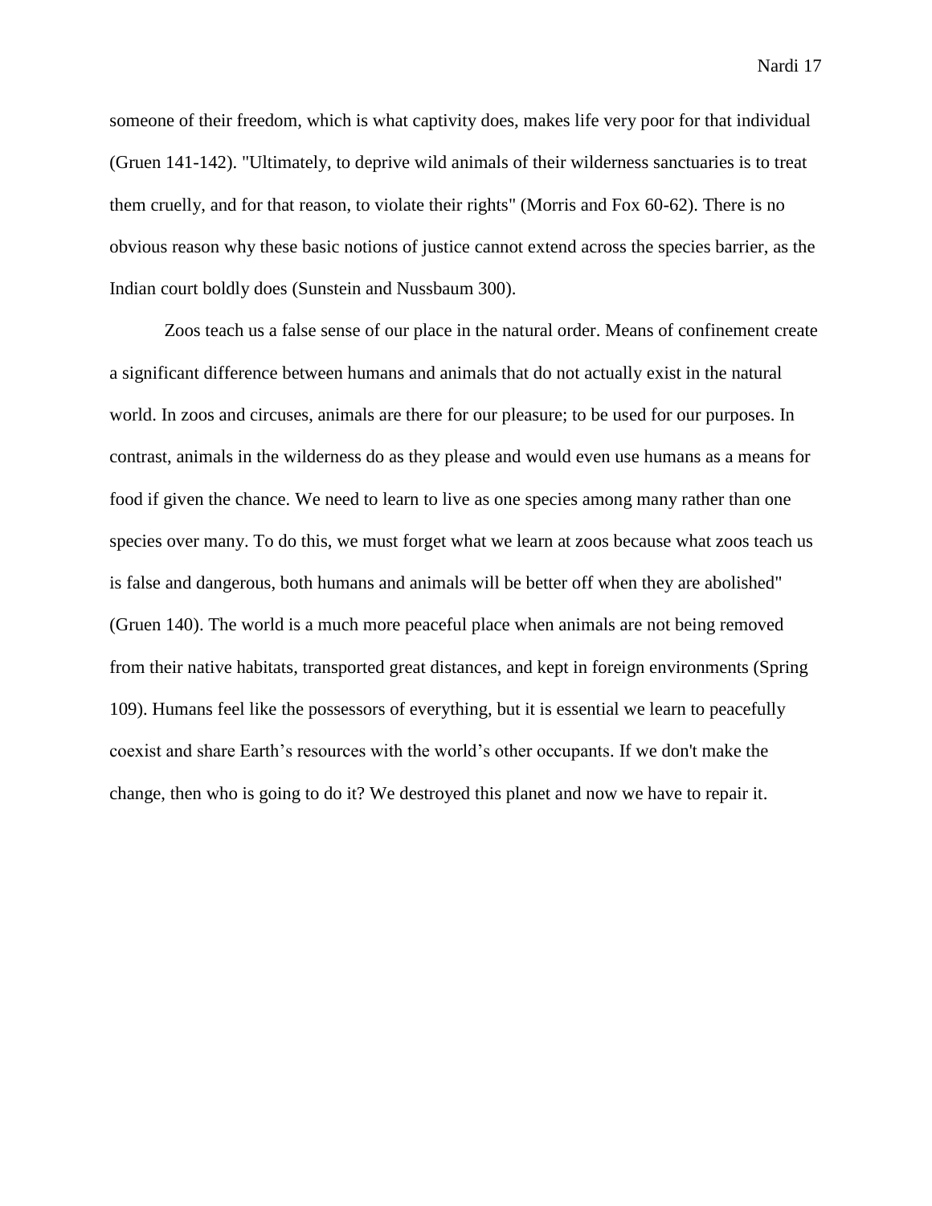someone of their freedom, which is what captivity does, makes life very poor for that individual (Gruen 141-142). "Ultimately, to deprive wild animals of their wilderness sanctuaries is to treat them cruelly, and for that reason, to violate their rights" (Morris and Fox 60-62). There is no obvious reason why these basic notions of justice cannot extend across the species barrier, as the Indian court boldly does (Sunstein and Nussbaum 300).

Zoos teach us a false sense of our place in the natural order. Means of confinement create a significant difference between humans and animals that do not actually exist in the natural world. In zoos and circuses, animals are there for our pleasure; to be used for our purposes. In contrast, animals in the wilderness do as they please and would even use humans as a means for food if given the chance. We need to learn to live as one species among many rather than one species over many. To do this, we must forget what we learn at zoos because what zoos teach us is false and dangerous, both humans and animals will be better off when they are abolished" (Gruen 140). The world is a much more peaceful place when animals are not being removed from their native habitats, transported great distances, and kept in foreign environments (Spring 109). Humans feel like the possessors of everything, but it is essential we learn to peacefully coexist and share Earth's resources with the world's other occupants. If we don't make the change, then who is going to do it? We destroyed this planet and now we have to repair it.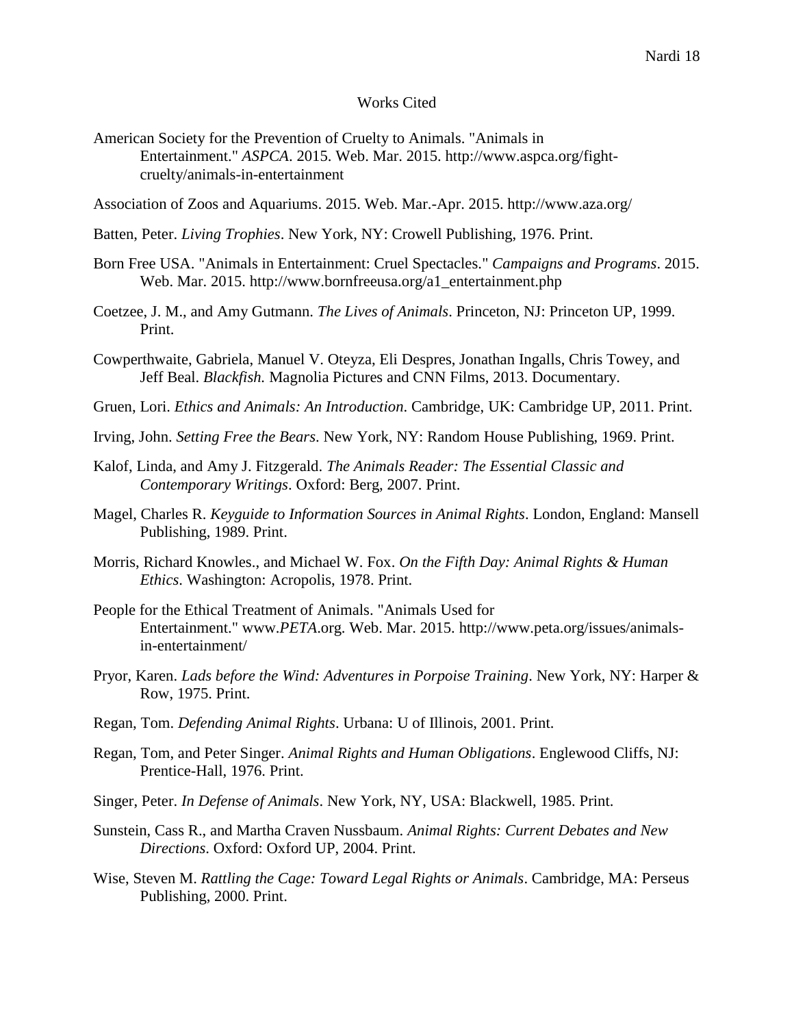# Works Cited

American Society for the Prevention of Cruelty to Animals. "Animals in Entertainment." *ASPCA*. 2015. Web. Mar. 2015. http://www.aspca.org/fight-cruelty/animals-in-entertainment

Association of Zoos and Aquariums. 2015. Web. Mar.-Apr. 2015. http://www.aza.org/

Batten, Peter. *Living Trophies*. New York, NY: Crowell Publishing, 1976. Print.

Born Free USA. "Animals in Entertainment: Cruel Spectacles." *Campaigns and Programs*. 2015. Web. Mar. 2015. http://www.bornfreeusa.org/a1_entertainment.php

Coetzee, J. M., and Amy Gutmann. *The Lives of Animals*. Princeton, NJ: Princeton UP, 1999. Print.

Cowperthwaite, Gabriela, Manuel V. Oteyza, Eli Despres, Jonathan Ingalls, Chris Towey, and Jeff Beal. *Blackfish.* Magnolia Pictures and CNN Films, 2013. Documentary.

Gruen, Lori. *Ethics and Animals: An Introduction*. Cambridge, UK: Cambridge UP, 2011. Print.

Irving, John. *Setting Free the Bears*. New York, NY: Random House Publishing, 1969. Print.

Kalof, Linda, and Amy J. Fitzgerald. *The Animals Reader: The Essential Classic and Contemporary Writings*. Oxford: Berg, 2007. Print.

Magel, Charles R. *Keyguide to Information Sources in Animal Rights*. London, England: Mansell Publishing, 1989. Print.

Morris, Richard Knowles., and Michael W. Fox. *On the Fifth Day: Animal Rights & Human Ethics*. Washington: Acropolis, 1978. Print.

People for the Ethical Treatment of Animals. "Animals Used for Entertainment." www.*PETA*.org. Web. Mar. 2015. http://www.peta.org/issues/animals-in-entertainment/

Pryor, Karen. *Lads before the Wind: Adventures in Porpoise Training*. New York, NY: Harper & Row, 1975. Print.

Regan, Tom. *Defending Animal Rights*. Urbana: U of Illinois, 2001. Print.

Regan, Tom, and Peter Singer. *Animal Rights and Human Obligations*. Englewood Cliffs, NJ: Prentice-Hall, 1976. Print.

Singer, Peter. *In Defense of Animals*. New York, NY, USA: Blackwell, 1985. Print.

Sunstein, Cass R., and Martha Craven Nussbaum. *Animal Rights: Current Debates and New Directions*. Oxford: Oxford UP, 2004. Print.

Wise, Steven M. *Rattling the Cage: Toward Legal Rights or Animals*. Cambridge, MA: Perseus Publishing, 2000. Print.